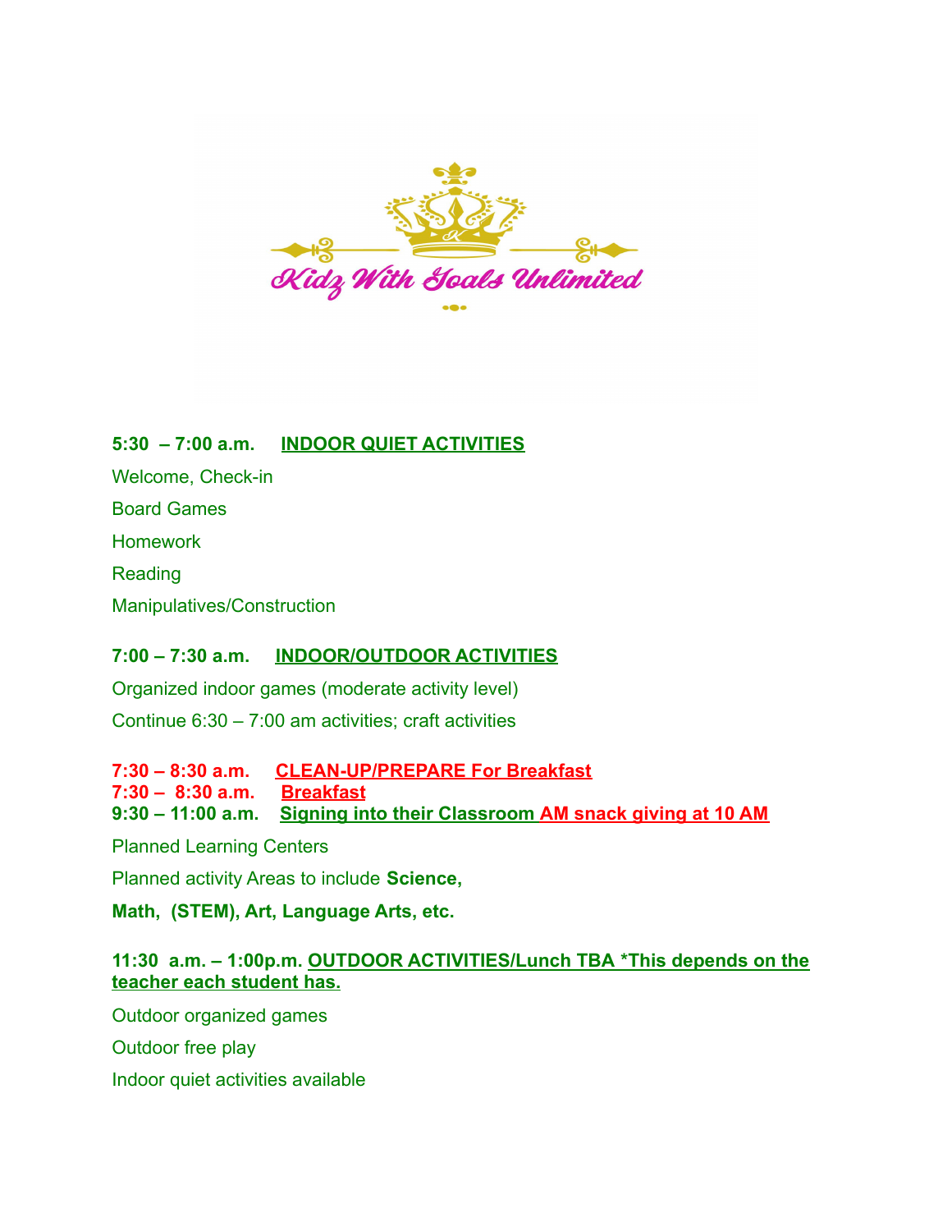Kidz With Goals Unlimited

**5:30 – 7:00 a.m.** **INDOOR QUIET ACTIVITIES**

Welcome, Check-in

Board Games

Homework

Reading

Manipulatives/Construction

**7:00 – 7:30 a.m.** **INDOOR/OUTDOOR ACTIVITIES**

Organized indoor games (moderate activity level)

Continue 6:30 – 7:00 am activities; craft activities

**7:30 – 8:30 a.m.** **CLEAN-UP/PREPARE For Breakfast**
**7:30 – 8:30 a.m.** **Breakfast**
**9:30 – 11:00 a.m.** **Signing into their Classroom AM snack giving at 10 AM**

Planned Learning Centers

Planned activity Areas to include **Science,**

**Math, (STEM), Art, Language Arts, etc.**

**11:30 a.m. – 1:00p.m. OUTDOOR ACTIVITIES/Lunch TBA *This depends on the teacher each student has.**

Outdoor organized games

Outdoor free play

Indoor quiet activities available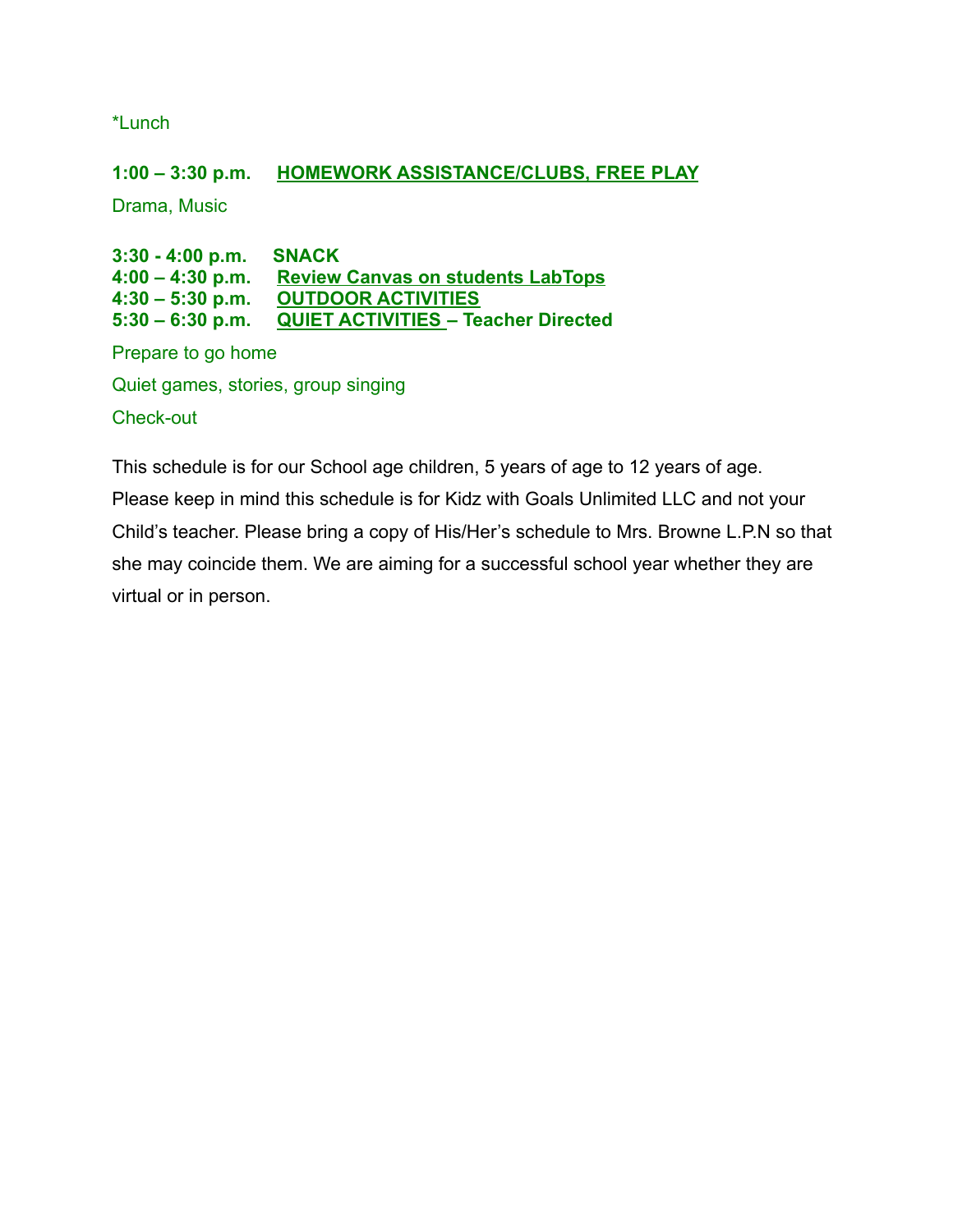*Lunch

**1:00 – 3:30 p.m.** **HOMEWORK ASSISTANCE/CLUBS, FREE PLAY**

Drama, Music

**3:30 - 4:00 p.m.** **SNACK**
**4:00 – 4:30 p.m.** **Review Canvas on students LabTops**
**4:30 – 5:30 p.m.** **OUTDOOR ACTIVITIES**
**5:30 – 6:30 p.m.** **QUIET ACTIVITIES – Teacher Directed**

Prepare to go home

Quiet games, stories, group singing

Check-out

This schedule is for our School age children, 5 years of age to 12 years of age. Please keep in mind this schedule is for Kidz with Goals Unlimited LLC and not your Child's teacher. Please bring a copy of His/Her's schedule to Mrs. Browne L.P.N so that she may coincide them. We are aiming for a successful school year whether they are virtual or in person.